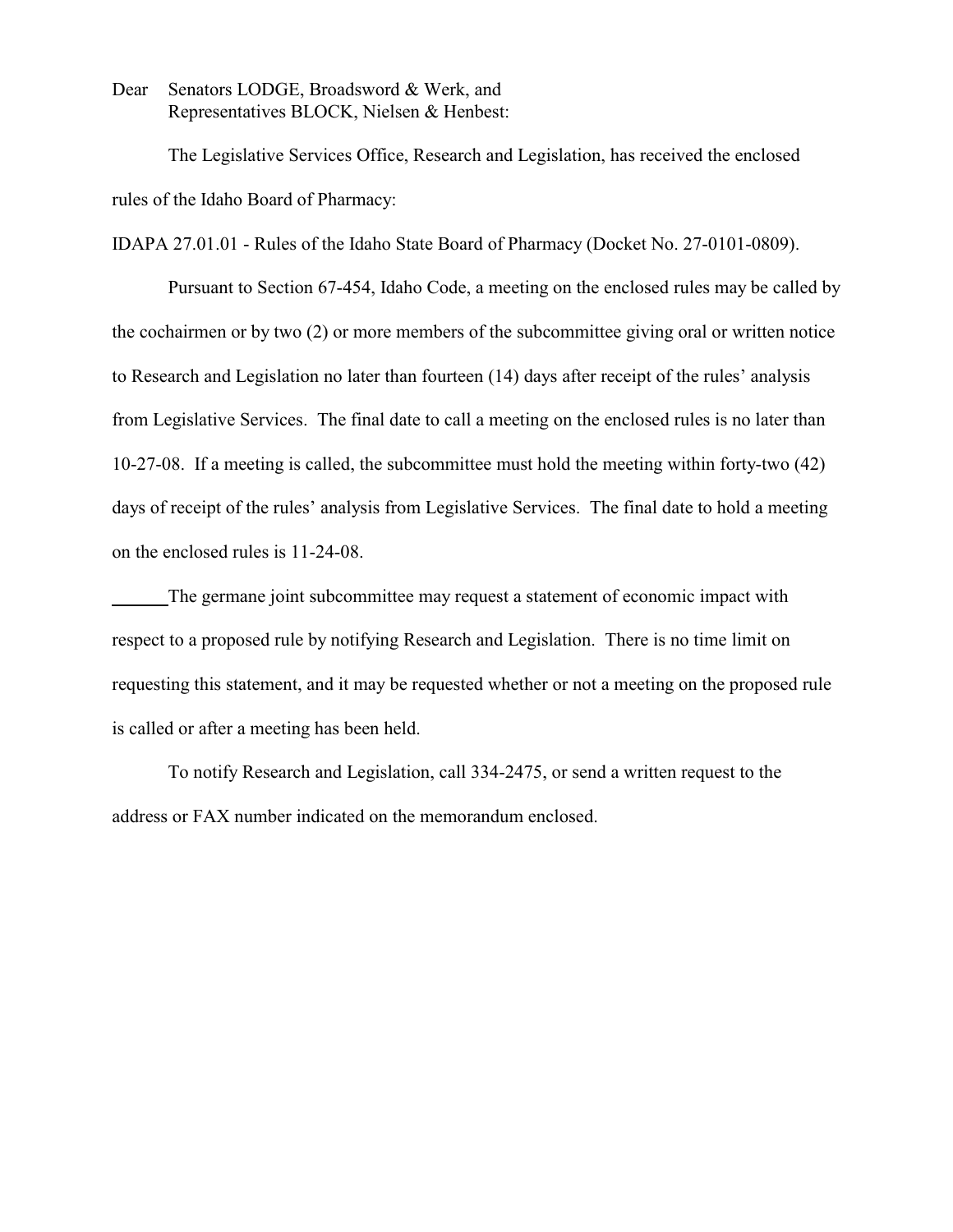Dear Senators LODGE, Broadsword & Werk, and
Representatives BLOCK, Nielsen & Henbest:

The Legislative Services Office, Research and Legislation, has received the enclosed rules of the Idaho Board of Pharmacy:

IDAPA 27.01.01 - Rules of the Idaho State Board of Pharmacy (Docket No. 27-0101-0809).

Pursuant to Section 67-454, Idaho Code, a meeting on the enclosed rules may be called by the cochairmen or by two (2) or more members of the subcommittee giving oral or written notice to Research and Legislation no later than fourteen (14) days after receipt of the rules' analysis from Legislative Services. The final date to call a meeting on the enclosed rules is no later than 10-27-08. If a meeting is called, the subcommittee must hold the meeting within forty-two (42) days of receipt of the rules' analysis from Legislative Services. The final date to hold a meeting on the enclosed rules is 11-24-08.

______The germane joint subcommittee may request a statement of economic impact with respect to a proposed rule by notifying Research and Legislation. There is no time limit on requesting this statement, and it may be requested whether or not a meeting on the proposed rule is called or after a meeting has been held.

To notify Research and Legislation, call 334-2475, or send a written request to the address or FAX number indicated on the memorandum enclosed.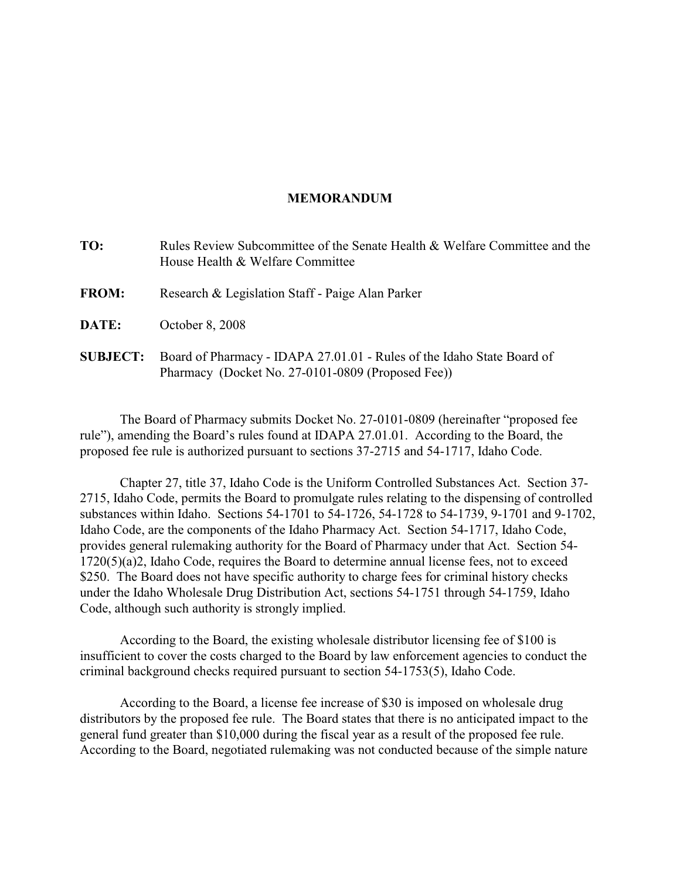# MEMORANDUM

**TO:** Rules Review Subcommittee of the Senate Health & Welfare Committee and the House Health & Welfare Committee

**FROM:** Research & Legislation Staff - Paige Alan Parker

**DATE:** October 8, 2008

**SUBJECT:** Board of Pharmacy - IDAPA 27.01.01 - Rules of the Idaho State Board of Pharmacy (Docket No. 27-0101-0809 (Proposed Fee))

The Board of Pharmacy submits Docket No. 27-0101-0809 (hereinafter "proposed fee rule"), amending the Board's rules found at IDAPA 27.01.01. According to the Board, the proposed fee rule is authorized pursuant to sections 37-2715 and 54-1717, Idaho Code.

Chapter 27, title 37, Idaho Code is the Uniform Controlled Substances Act. Section 37-2715, Idaho Code, permits the Board to promulgate rules relating to the dispensing of controlled substances within Idaho. Sections 54-1701 to 54-1726, 54-1728 to 54-1739, 9-1701 and 9-1702, Idaho Code, are the components of the Idaho Pharmacy Act. Section 54-1717, Idaho Code, provides general rulemaking authority for the Board of Pharmacy under that Act. Section 54-1720(5)(a)2, Idaho Code, requires the Board to determine annual license fees, not to exceed $250. The Board does not have specific authority to charge fees for criminal history checks under the Idaho Wholesale Drug Distribution Act, sections 54-1751 through 54-1759, Idaho Code, although such authority is strongly implied.

According to the Board, the existing wholesale distributor licensing fee of $100 is insufficient to cover the costs charged to the Board by law enforcement agencies to conduct the criminal background checks required pursuant to section 54-1753(5), Idaho Code.

According to the Board, a license fee increase of $30 is imposed on wholesale drug distributors by the proposed fee rule. The Board states that there is no anticipated impact to the general fund greater than $10,000 during the fiscal year as a result of the proposed fee rule. According to the Board, negotiated rulemaking was not conducted because of the simple nature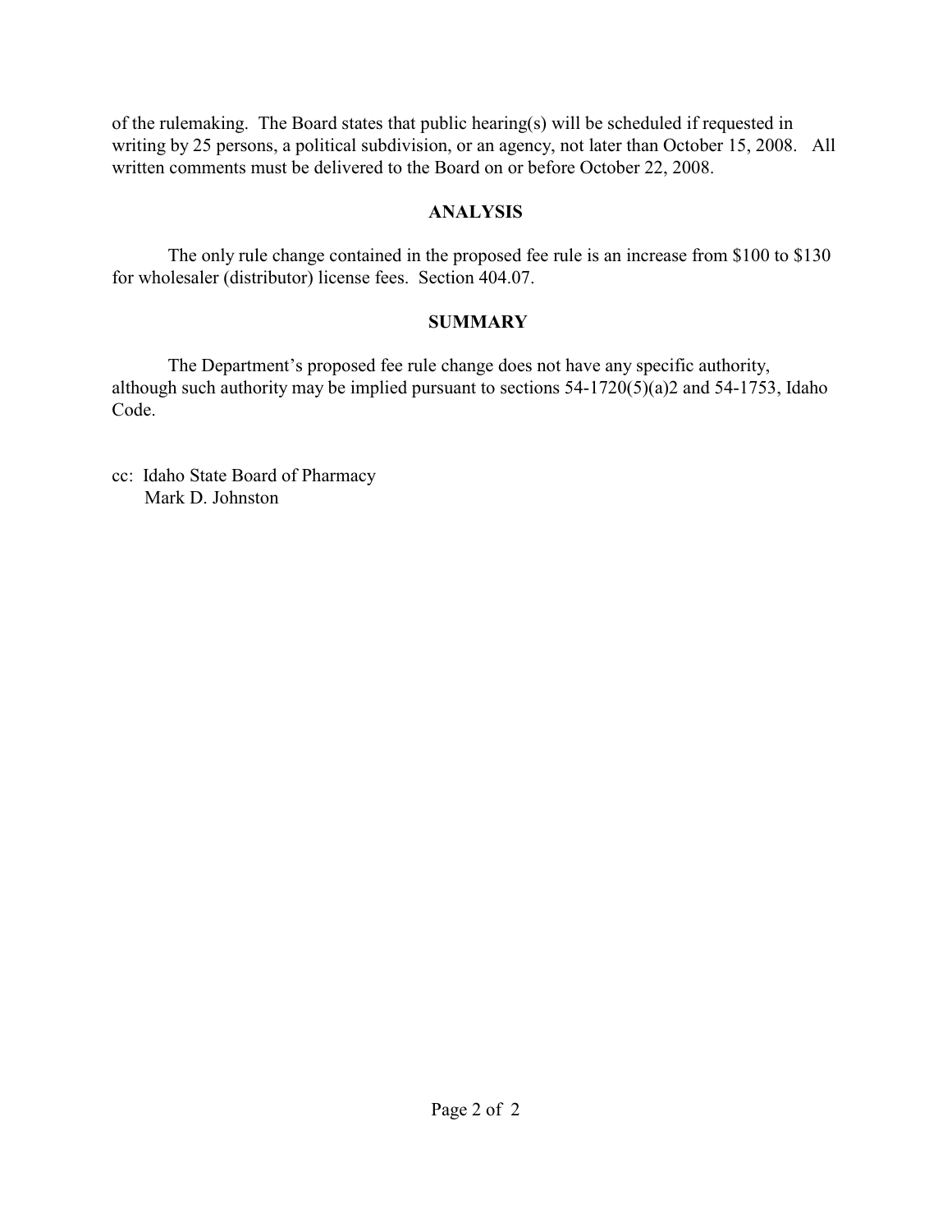of the rulemaking. The Board states that public hearing(s) will be scheduled if requested in writing by 25 persons, a political subdivision, or an agency, not later than October 15, 2008. All written comments must be delivered to the Board on or before October 22, 2008.

## ANALYSIS

The only rule change contained in the proposed fee rule is an increase from $100 to $130 for wholesaler (distributor) license fees. Section 404.07.

## SUMMARY

The Department's proposed fee rule change does not have any specific authority, although such authority may be implied pursuant to sections 54-1720(5)(a)2 and 54-1753, Idaho Code.

cc: Idaho State Board of Pharmacy
Mark D. Johnston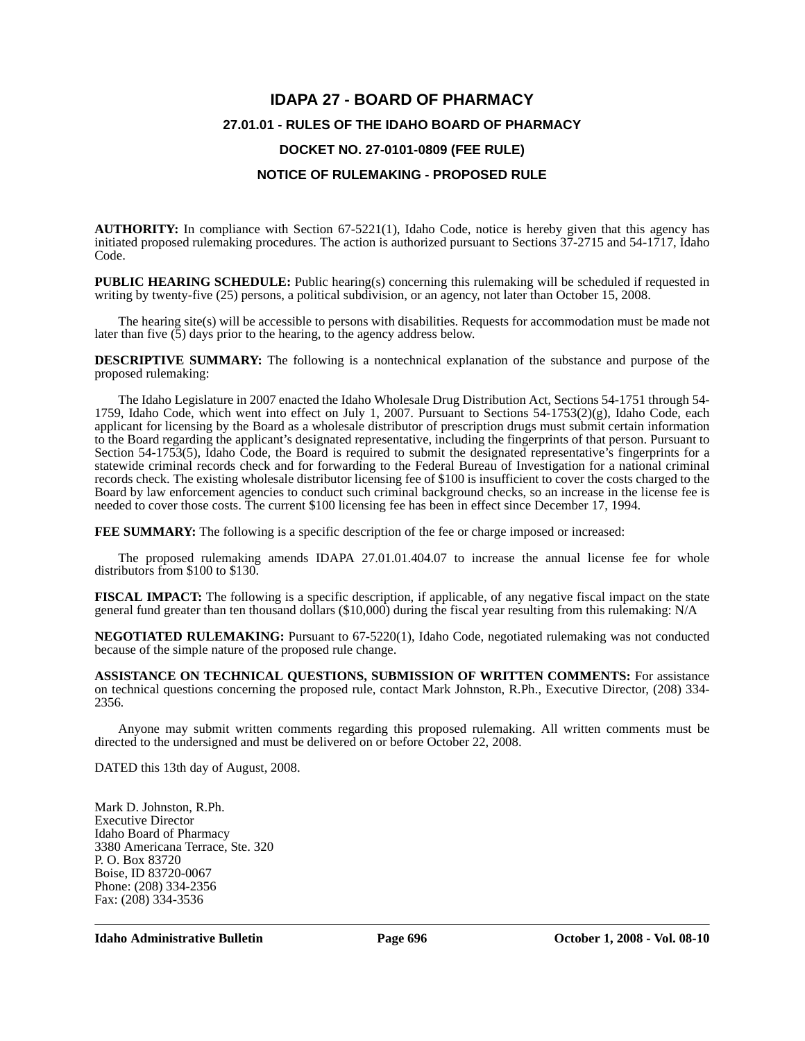# IDAPA 27 - BOARD OF PHARMACY

## 27.01.01 - RULES OF THE IDAHO BOARD OF PHARMACY

## DOCKET NO. 27-0101-0809 (FEE RULE)

## NOTICE OF RULEMAKING - PROPOSED RULE

**AUTHORITY:** In compliance with Section 67-5221(1), Idaho Code, notice is hereby given that this agency has initiated proposed rulemaking procedures. The action is authorized pursuant to Sections 37-2715 and 54-1717, Idaho Code.

**PUBLIC HEARING SCHEDULE:** Public hearing(s) concerning this rulemaking will be scheduled if requested in writing by twenty-five (25) persons, a political subdivision, or an agency, not later than October 15, 2008.

The hearing site(s) will be accessible to persons with disabilities. Requests for accommodation must be made not later than five (5) days prior to the hearing, to the agency address below.

**DESCRIPTIVE SUMMARY:** The following is a nontechnical explanation of the substance and purpose of the proposed rulemaking:

The Idaho Legislature in 2007 enacted the Idaho Wholesale Drug Distribution Act, Sections 54-1751 through 54-1759, Idaho Code, which went into effect on July 1, 2007. Pursuant to Sections 54-1753(2)(g), Idaho Code, each applicant for licensing by the Board as a wholesale distributor of prescription drugs must submit certain information to the Board regarding the applicant's designated representative, including the fingerprints of that person. Pursuant to Section 54-1753(5), Idaho Code, the Board is required to submit the designated representative's fingerprints for a statewide criminal records check and for forwarding to the Federal Bureau of Investigation for a national criminal records check. The existing wholesale distributor licensing fee of $100 is insufficient to cover the costs charged to the Board by law enforcement agencies to conduct such criminal background checks, so an increase in the license fee is needed to cover those costs. The current $100 licensing fee has been in effect since December 17, 1994.

**FEE SUMMARY:** The following is a specific description of the fee or charge imposed or increased:

The proposed rulemaking amends IDAPA 27.01.01.404.07 to increase the annual license fee for whole distributors from $100 to $130.

**FISCAL IMPACT:** The following is a specific description, if applicable, of any negative fiscal impact on the state general fund greater than ten thousand dollars ($10,000) during the fiscal year resulting from this rulemaking: N/A

**NEGOTIATED RULEMAKING:** Pursuant to 67-5220(1), Idaho Code, negotiated rulemaking was not conducted because of the simple nature of the proposed rule change.

**ASSISTANCE ON TECHNICAL QUESTIONS, SUBMISSION OF WRITTEN COMMENTS:** For assistance on technical questions concerning the proposed rule, contact Mark Johnston, R.Ph., Executive Director, (208) 334-2356.

Anyone may submit written comments regarding this proposed rulemaking. All written comments must be directed to the undersigned and must be delivered on or before October 22, 2008.

DATED this 13th day of August, 2008.

Mark D. Johnston, R.Ph.
Executive Director
Idaho Board of Pharmacy
3380 Americana Terrace, Ste. 320
P. O. Box 83720
Boise, ID 83720-0067
Phone: (208) 334-2356
Fax: (208) 334-3536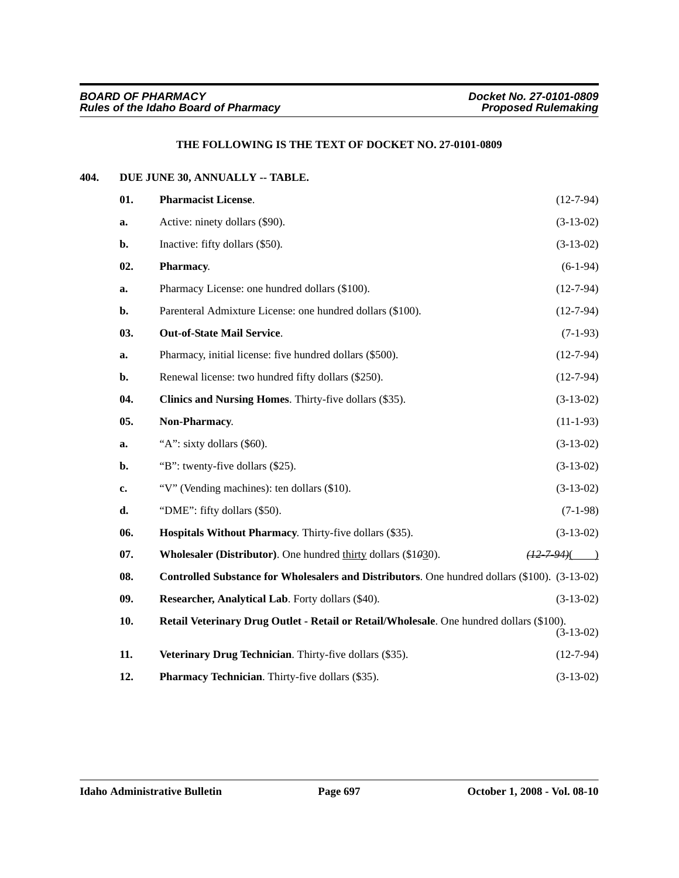THE FOLLOWING IS THE TEXT OF DOCKET NO. 27-0101-0809

**404. DUE JUNE 30, ANNUALLY -- TABLE.**

**01. Pharmacist License**. (12-7-94)

**a.** Active: ninety dollars ($90). (3-13-02)

**b.** Inactive: fifty dollars ($50). (3-13-02)

**02. Pharmacy**. (6-1-94)

**a.** Pharmacy License: one hundred dollars ($100). (12-7-94)

**b.** Parenteral Admixture License: one hundred dollars ($100). (12-7-94)

**03. Out-of-State Mail Service**. (7-1-93)

**a.** Pharmacy, initial license: five hundred dollars ($500). (12-7-94)

**b.** Renewal license: two hundred fifty dollars ($250). (12-7-94)

**04. Clinics and Nursing Homes**. Thirty-five dollars ($35). (3-13-02)

**05. Non-Pharmacy**. (11-1-93)

**a.** "A": sixty dollars ($60). (3-13-02)

**b.** "B": twenty-five dollars ($25). (3-13-02)

**c.** "V" (Vending machines): ten dollars ($10). (3-13-02)

**d.** "DME": fifty dollars ($50). (7-1-98)

**06. Hospitals Without Pharmacy**. Thirty-five dollars ($35). (3-13-02)

**07. Wholesaler (Distributor)**. One hundred thirty dollars ($1~~0~~30). ~~(12-7-94)~~( )

**08. Controlled Substance for Wholesalers and Distributors**. One hundred dollars ($100). (3-13-02)

**09. Researcher, Analytical Lab**. Forty dollars ($40). (3-13-02)

**10. Retail Veterinary Drug Outlet - Retail or Retail/Wholesale**. One hundred dollars ($100). (3-13-02)

**11. Veterinary Drug Technician**. Thirty-five dollars ($35). (12-7-94)

**12. Pharmacy Technician**. Thirty-five dollars ($35). (3-13-02)